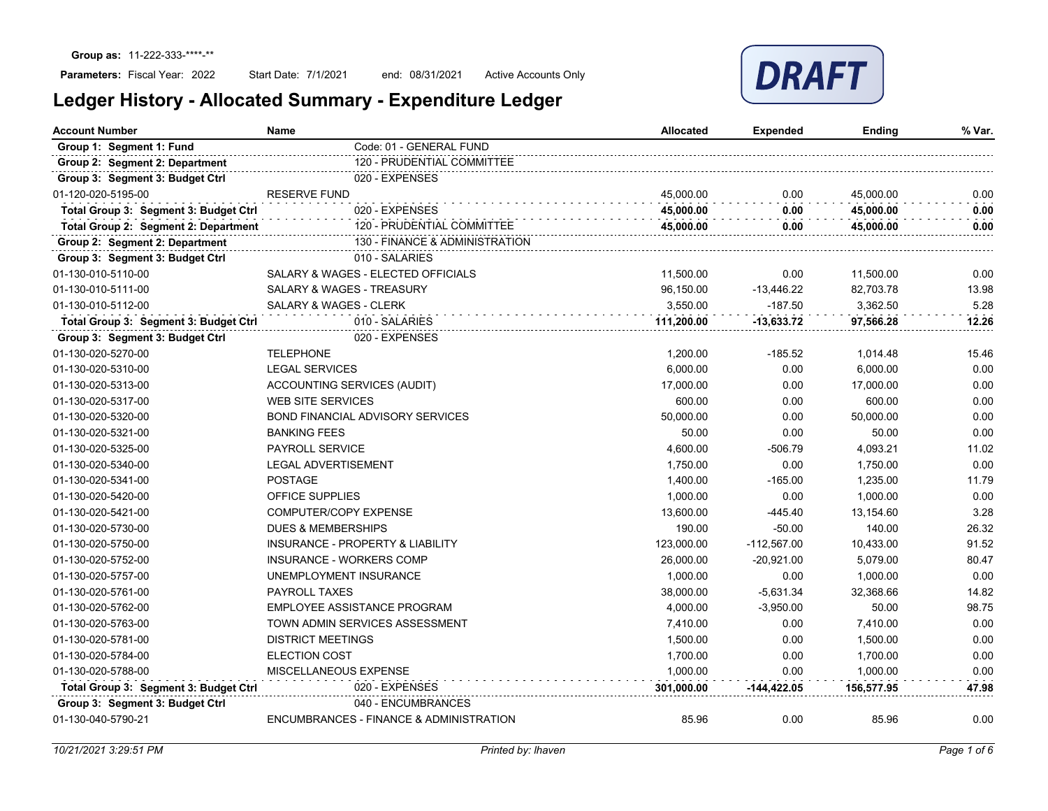**Group as:** 11-222-333-****-**

**Parameters:** Fiscal Year: 2022    Start Date: 7/1/2021    end: 08/31/2021    Active Accounts Only

DRAFT

# Ledger History - Allocated Summary - Expenditure Ledger

| Account Number | Name | | Allocated | Expended | Ending | % Var. |
|---|---|---|---|---|---|---|
| **Group 1: Segment 1: Fund** | | Code: 01 - GENERAL FUND | | | | |
| **Group 2: Segment 2: Department** | | 120 - PRUDENTIAL COMMITTEE | | | | |
| **Group 3: Segment 3: Budget Ctrl** | | 020 - EXPENSES | | | | |
| 01-120-020-5195-00 | RESERVE FUND | | 45,000.00 | 0.00 | 45,000.00 | 0.00 |
| **Total Group 3: Segment 3: Budget Ctrl** | | 020 - EXPENSES | **45,000.00** | **0.00** | **45,000.00** | **0.00** |
| **Total Group 2: Segment 2: Department** | | 120 - PRUDENTIAL COMMITTEE | **45,000.00** | **0.00** | **45,000.00** | **0.00** |
| **Group 2: Segment 2: Department** | | 130 - FINANCE & ADMINISTRATION | | | | |
| **Group 3: Segment 3: Budget Ctrl** | | 010 - SALARIES | | | | |
| 01-130-010-5110-00 | SALARY & WAGES - ELECTED OFFICIALS | | 11,500.00 | 0.00 | 11,500.00 | 0.00 |
| 01-130-010-5111-00 | SALARY & WAGES - TREASURY | | 96,150.00 | -13,446.22 | 82,703.78 | 13.98 |
| 01-130-010-5112-00 | SALARY & WAGES - CLERK | | 3,550.00 | -187.50 | 3,362.50 | 5.28 |
| **Total Group 3: Segment 3: Budget Ctrl** | | 010 - SALARIES | **111,200.00** | **-13,633.72** | **97,566.28** | **12.26** |
| **Group 3: Segment 3: Budget Ctrl** | | 020 - EXPENSES | | | | |
| 01-130-020-5270-00 | TELEPHONE | | 1,200.00 | -185.52 | 1,014.48 | 15.46 |
| 01-130-020-5310-00 | LEGAL SERVICES | | 6,000.00 | 0.00 | 6,000.00 | 0.00 |
| 01-130-020-5313-00 | ACCOUNTING SERVICES (AUDIT) | | 17,000.00 | 0.00 | 17,000.00 | 0.00 |
| 01-130-020-5317-00 | WEB SITE SERVICES | | 600.00 | 0.00 | 600.00 | 0.00 |
| 01-130-020-5320-00 | BOND FINANCIAL ADVISORY SERVICES | | 50,000.00 | 0.00 | 50,000.00 | 0.00 |
| 01-130-020-5321-00 | BANKING FEES | | 50.00 | 0.00 | 50.00 | 0.00 |
| 01-130-020-5325-00 | PAYROLL SERVICE | | 4,600.00 | -506.79 | 4,093.21 | 11.02 |
| 01-130-020-5340-00 | LEGAL ADVERTISEMENT | | 1,750.00 | 0.00 | 1,750.00 | 0.00 |
| 01-130-020-5341-00 | POSTAGE | | 1,400.00 | -165.00 | 1,235.00 | 11.79 |
| 01-130-020-5420-00 | OFFICE SUPPLIES | | 1,000.00 | 0.00 | 1,000.00 | 0.00 |
| 01-130-020-5421-00 | COMPUTER/COPY EXPENSE | | 13,600.00 | -445.40 | 13,154.60 | 3.28 |
| 01-130-020-5730-00 | DUES & MEMBERSHIPS | | 190.00 | -50.00 | 140.00 | 26.32 |
| 01-130-020-5750-00 | INSURANCE - PROPERTY & LIABILITY | | 123,000.00 | -112,567.00 | 10,433.00 | 91.52 |
| 01-130-020-5752-00 | INSURANCE - WORKERS COMP | | 26,000.00 | -20,921.00 | 5,079.00 | 80.47 |
| 01-130-020-5757-00 | UNEMPLOYMENT INSURANCE | | 1,000.00 | 0.00 | 1,000.00 | 0.00 |
| 01-130-020-5761-00 | PAYROLL TAXES | | 38,000.00 | -5,631.34 | 32,368.66 | 14.82 |
| 01-130-020-5762-00 | EMPLOYEE ASSISTANCE PROGRAM | | 4,000.00 | -3,950.00 | 50.00 | 98.75 |
| 01-130-020-5763-00 | TOWN ADMIN SERVICES ASSESSMENT | | 7,410.00 | 0.00 | 7,410.00 | 0.00 |
| 01-130-020-5781-00 | DISTRICT MEETINGS | | 1,500.00 | 0.00 | 1,500.00 | 0.00 |
| 01-130-020-5784-00 | ELECTION COST | | 1,700.00 | 0.00 | 1,700.00 | 0.00 |
| 01-130-020-5788-00 | MISCELLANEOUS EXPENSE | | 1,000.00 | 0.00 | 1,000.00 | 0.00 |
| **Total Group 3: Segment 3: Budget Ctrl** | | 020 - EXPENSES | **301,000.00** | **-144,422.05** | **156,577.95** | **47.98** |
| **Group 3: Segment 3: Budget Ctrl** | | 040 - ENCUMBRANCES | | | | |
| 01-130-040-5790-21 | ENCUMBRANCES - FINANCE & ADMINISTRATION | | 85.96 | 0.00 | 85.96 | 0.00 |

*10/21/2021 3:29:51 PM*    *Printed by: lhaven*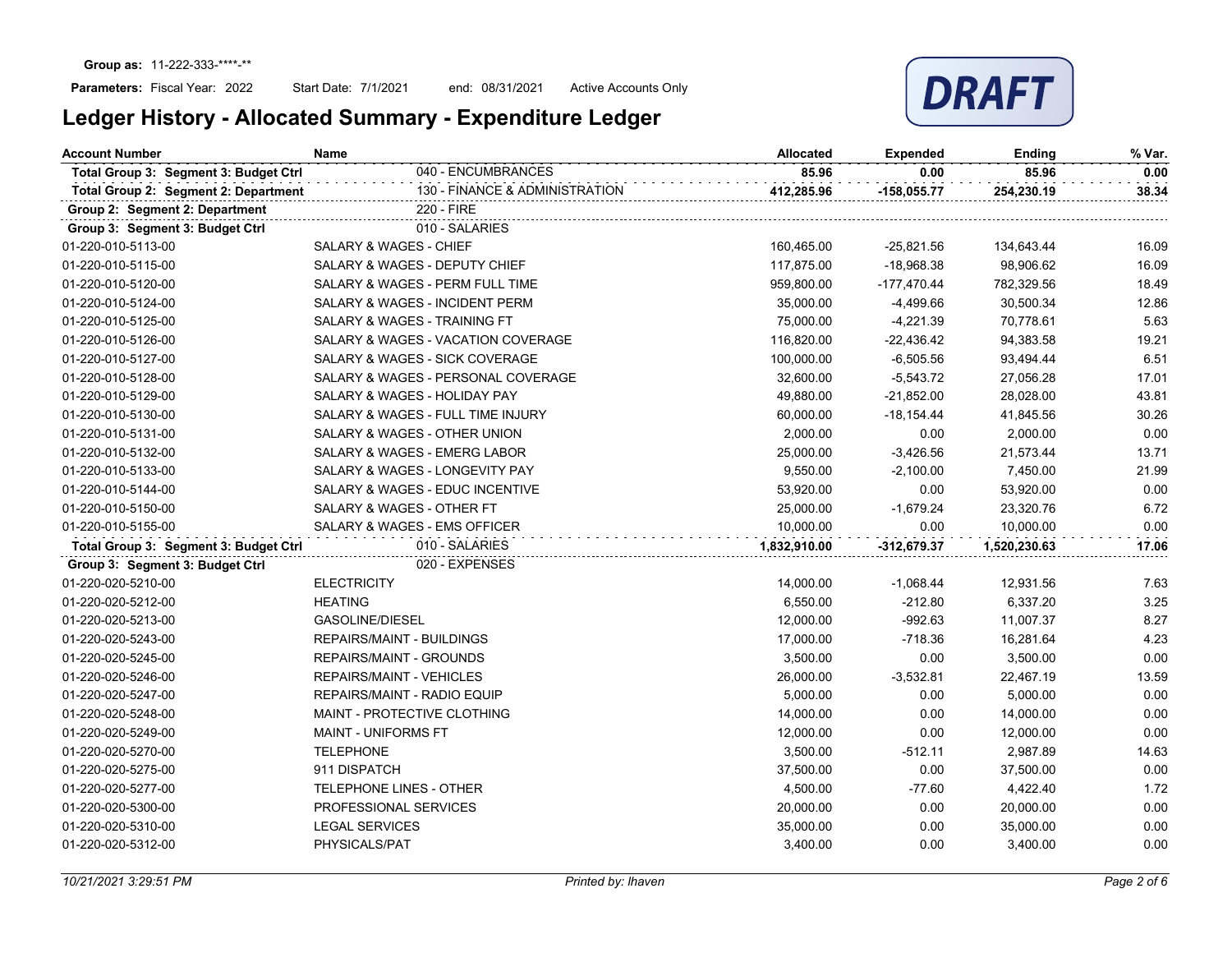**Group as:** 11-222-333-\*\*\*\*-\*\*

**Parameters:** Fiscal Year: 2022 Start Date: 7/1/2021 end: 08/31/2021 Active Accounts Only

# Ledger History - Allocated Summary - Expenditure Ledger

DRAFT

| Account Number | Name | Allocated | Expended | Ending | % Var. |
|---|---|---|---|---|---|
| **Total Group 3: Segment 3: Budget Ctrl** | 040 - ENCUMBRANCES | **85.96** | **0.00** | **85.96** | **0.00** |
| **Total Group 2: Segment 2: Department** | 130 - FINANCE & ADMINISTRATION | **412,285.96** | **-158,055.77** | **254,230.19** | **38.34** |
| **Group 2: Segment 2: Department** | 220 - FIRE | | | | |
| **Group 3: Segment 3: Budget Ctrl** | 010 - SALARIES | | | | |
| 01-220-010-5113-00 | SALARY & WAGES - CHIEF | 160,465.00 | -25,821.56 | 134,643.44 | 16.09 |
| 01-220-010-5115-00 | SALARY & WAGES - DEPUTY CHIEF | 117,875.00 | -18,968.38 | 98,906.62 | 16.09 |
| 01-220-010-5120-00 | SALARY & WAGES - PERM FULL TIME | 959,800.00 | -177,470.44 | 782,329.56 | 18.49 |
| 01-220-010-5124-00 | SALARY & WAGES - INCIDENT PERM | 35,000.00 | -4,499.66 | 30,500.34 | 12.86 |
| 01-220-010-5125-00 | SALARY & WAGES - TRAINING FT | 75,000.00 | -4,221.39 | 70,778.61 | 5.63 |
| 01-220-010-5126-00 | SALARY & WAGES - VACATION COVERAGE | 116,820.00 | -22,436.42 | 94,383.58 | 19.21 |
| 01-220-010-5127-00 | SALARY & WAGES - SICK COVERAGE | 100,000.00 | -6,505.56 | 93,494.44 | 6.51 |
| 01-220-010-5128-00 | SALARY & WAGES - PERSONAL COVERAGE | 32,600.00 | -5,543.72 | 27,056.28 | 17.01 |
| 01-220-010-5129-00 | SALARY & WAGES - HOLIDAY PAY | 49,880.00 | -21,852.00 | 28,028.00 | 43.81 |
| 01-220-010-5130-00 | SALARY & WAGES - FULL TIME INJURY | 60,000.00 | -18,154.44 | 41,845.56 | 30.26 |
| 01-220-010-5131-00 | SALARY & WAGES - OTHER UNION | 2,000.00 | 0.00 | 2,000.00 | 0.00 |
| 01-220-010-5132-00 | SALARY & WAGES - EMERG LABOR | 25,000.00 | -3,426.56 | 21,573.44 | 13.71 |
| 01-220-010-5133-00 | SALARY & WAGES - LONGEVITY PAY | 9,550.00 | -2,100.00 | 7,450.00 | 21.99 |
| 01-220-010-5144-00 | SALARY & WAGES - EDUC INCENTIVE | 53,920.00 | 0.00 | 53,920.00 | 0.00 |
| 01-220-010-5150-00 | SALARY & WAGES - OTHER FT | 25,000.00 | -1,679.24 | 23,320.76 | 6.72 |
| 01-220-010-5155-00 | SALARY & WAGES - EMS OFFICER | 10,000.00 | 0.00 | 10,000.00 | 0.00 |
| **Total Group 3: Segment 3: Budget Ctrl** | 010 - SALARIES | **1,832,910.00** | **-312,679.37** | **1,520,230.63** | **17.06** |
| **Group 3: Segment 3: Budget Ctrl** | 020 - EXPENSES | | | | |
| 01-220-020-5210-00 | ELECTRICITY | 14,000.00 | -1,068.44 | 12,931.56 | 7.63 |
| 01-220-020-5212-00 | HEATING | 6,550.00 | -212.80 | 6,337.20 | 3.25 |
| 01-220-020-5213-00 | GASOLINE/DIESEL | 12,000.00 | -992.63 | 11,007.37 | 8.27 |
| 01-220-020-5243-00 | REPAIRS/MAINT - BUILDINGS | 17,000.00 | -718.36 | 16,281.64 | 4.23 |
| 01-220-020-5245-00 | REPAIRS/MAINT - GROUNDS | 3,500.00 | 0.00 | 3,500.00 | 0.00 |
| 01-220-020-5246-00 | REPAIRS/MAINT - VEHICLES | 26,000.00 | -3,532.81 | 22,467.19 | 13.59 |
| 01-220-020-5247-00 | REPAIRS/MAINT - RADIO EQUIP | 5,000.00 | 0.00 | 5,000.00 | 0.00 |
| 01-220-020-5248-00 | MAINT - PROTECTIVE CLOTHING | 14,000.00 | 0.00 | 14,000.00 | 0.00 |
| 01-220-020-5249-00 | MAINT - UNIFORMS FT | 12,000.00 | 0.00 | 12,000.00 | 0.00 |
| 01-220-020-5270-00 | TELEPHONE | 3,500.00 | -512.11 | 2,987.89 | 14.63 |
| 01-220-020-5275-00 | 911 DISPATCH | 37,500.00 | 0.00 | 37,500.00 | 0.00 |
| 01-220-020-5277-00 | TELEPHONE LINES - OTHER | 4,500.00 | -77.60 | 4,422.40 | 1.72 |
| 01-220-020-5300-00 | PROFESSIONAL SERVICES | 20,000.00 | 0.00 | 20,000.00 | 0.00 |
| 01-220-020-5310-00 | LEGAL SERVICES | 35,000.00 | 0.00 | 35,000.00 | 0.00 |
| 01-220-020-5312-00 | PHYSICALS/PAT | 3,400.00 | 0.00 | 3,400.00 | 0.00 |

*10/21/2021 3:29:51 PM* *Printed by: lhaven*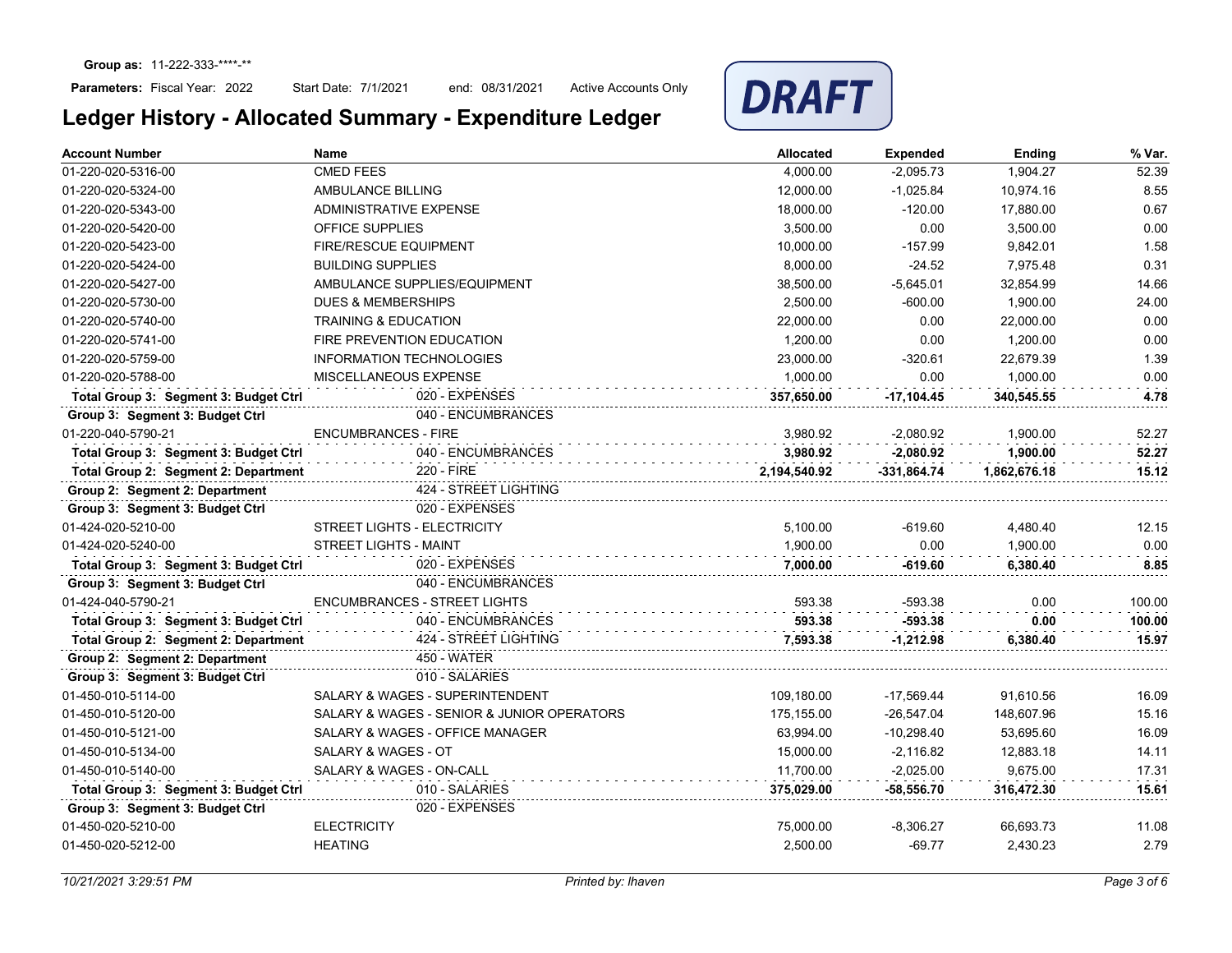**Group as:** 11-222-333-****-**

**Parameters:** Fiscal Year: 2022    Start Date: 7/1/2021    end: 08/31/2021    Active Accounts Only

# Ledger History - Allocated Summary - Expenditure Ledger

DRAFT

| Account Number | Name | Allocated | Expended | Ending | % Var. |
|---|---|---|---|---|---|
| 01-220-020-5316-00 | CMED FEES | 4,000.00 | -2,095.73 | 1,904.27 | 52.39 |
| 01-220-020-5324-00 | AMBULANCE BILLING | 12,000.00 | -1,025.84 | 10,974.16 | 8.55 |
| 01-220-020-5343-00 | ADMINISTRATIVE EXPENSE | 18,000.00 | -120.00 | 17,880.00 | 0.67 |
| 01-220-020-5420-00 | OFFICE SUPPLIES | 3,500.00 | 0.00 | 3,500.00 | 0.00 |
| 01-220-020-5423-00 | FIRE/RESCUE EQUIPMENT | 10,000.00 | -157.99 | 9,842.01 | 1.58 |
| 01-220-020-5424-00 | BUILDING SUPPLIES | 8,000.00 | -24.52 | 7,975.48 | 0.31 |
| 01-220-020-5427-00 | AMBULANCE SUPPLIES/EQUIPMENT | 38,500.00 | -5,645.01 | 32,854.99 | 14.66 |
| 01-220-020-5730-00 | DUES & MEMBERSHIPS | 2,500.00 | -600.00 | 1,900.00 | 24.00 |
| 01-220-020-5740-00 | TRAINING & EDUCATION | 22,000.00 | 0.00 | 22,000.00 | 0.00 |
| 01-220-020-5741-00 | FIRE PREVENTION EDUCATION | 1,200.00 | 0.00 | 1,200.00 | 0.00 |
| 01-220-020-5759-00 | INFORMATION TECHNOLOGIES | 23,000.00 | -320.61 | 22,679.39 | 1.39 |
| 01-220-020-5788-00 | MISCELLANEOUS EXPENSE | 1,000.00 | 0.00 | 1,000.00 | 0.00 |
| **Total Group 3: Segment 3: Budget Ctrl** | 020 - EXPENSES | **357,650.00** | **-17,104.45** | **340,545.55** | **4.78** |
| **Group 3: Segment 3: Budget Ctrl** | 040 - ENCUMBRANCES | | | | |
| 01-220-040-5790-21 | ENCUMBRANCES - FIRE | 3,980.92 | -2,080.92 | 1,900.00 | 52.27 |
| **Total Group 3: Segment 3: Budget Ctrl** | 040 - ENCUMBRANCES | **3,980.92** | **-2,080.92** | **1,900.00** | **52.27** |
| **Total Group 2: Segment 2: Department** | 220 - FIRE | **2,194,540.92** | **-331,864.74** | **1,862,676.18** | **15.12** |
| **Group 2: Segment 2: Department** | 424 - STREET LIGHTING | | | | |
| **Group 3: Segment 3: Budget Ctrl** | 020 - EXPENSES | | | | |
| 01-424-020-5210-00 | STREET LIGHTS - ELECTRICITY | 5,100.00 | -619.60 | 4,480.40 | 12.15 |
| 01-424-020-5240-00 | STREET LIGHTS - MAINT | 1,900.00 | 0.00 | 1,900.00 | 0.00 |
| **Total Group 3: Segment 3: Budget Ctrl** | 020 - EXPENSES | **7,000.00** | **-619.60** | **6,380.40** | **8.85** |
| **Group 3: Segment 3: Budget Ctrl** | 040 - ENCUMBRANCES | | | | |
| 01-424-040-5790-21 | ENCUMBRANCES - STREET LIGHTS | 593.38 | -593.38 | 0.00 | 100.00 |
| **Total Group 3: Segment 3: Budget Ctrl** | 040 - ENCUMBRANCES | **593.38** | **-593.38** | **0.00** | **100.00** |
| **Total Group 2: Segment 2: Department** | 424 - STREET LIGHTING | **7,593.38** | **-1,212.98** | **6,380.40** | **15.97** |
| **Group 2: Segment 2: Department** | 450 - WATER | | | | |
| **Group 3: Segment 3: Budget Ctrl** | 010 - SALARIES | | | | |
| 01-450-010-5114-00 | SALARY & WAGES - SUPERINTENDENT | 109,180.00 | -17,569.44 | 91,610.56 | 16.09 |
| 01-450-010-5120-00 | SALARY & WAGES - SENIOR & JUNIOR OPERATORS | 175,155.00 | -26,547.04 | 148,607.96 | 15.16 |
| 01-450-010-5121-00 | SALARY & WAGES - OFFICE MANAGER | 63,994.00 | -10,298.40 | 53,695.60 | 16.09 |
| 01-450-010-5134-00 | SALARY & WAGES - OT | 15,000.00 | -2,116.82 | 12,883.18 | 14.11 |
| 01-450-010-5140-00 | SALARY & WAGES - ON-CALL | 11,700.00 | -2,025.00 | 9,675.00 | 17.31 |
| **Total Group 3: Segment 3: Budget Ctrl** | 010 - SALARIES | **375,029.00** | **-58,556.70** | **316,472.30** | **15.61** |
| **Group 3: Segment 3: Budget Ctrl** | 020 - EXPENSES | | | | |
| 01-450-020-5210-00 | ELECTRICITY | 75,000.00 | -8,306.27 | 66,693.73 | 11.08 |
| 01-450-020-5212-00 | HEATING | 2,500.00 | -69.77 | 2,430.23 | 2.79 |

*10/21/2021 3:29:51 PM*    *Printed by: lhaven*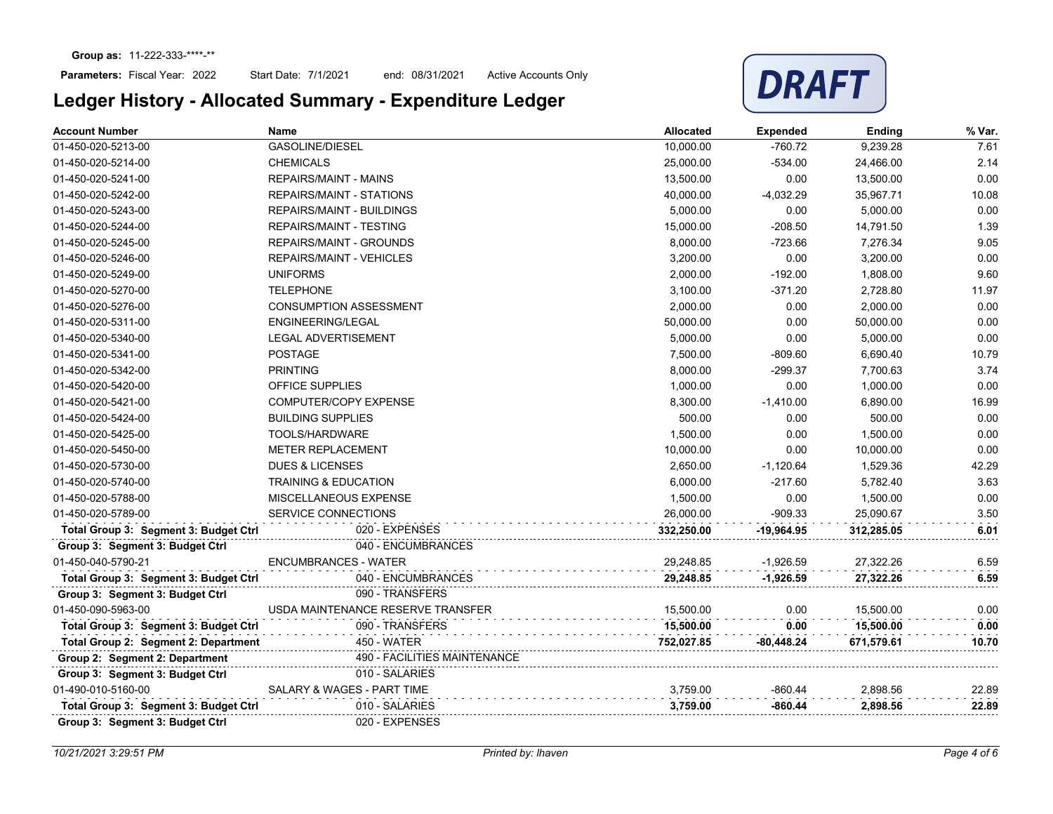**Group as:** 11-222-333-****-**

**Parameters:** Fiscal Year: 2022 Start Date: 7/1/2021 end: 08/31/2021 Active Accounts Only

# Ledger History - Allocated Summary - Expenditure Ledger

**DRAFT**

| Account Number | Name | Allocated | Expended | Ending | % Var. |
|---|---|---|---|---|---|
| 01-450-020-5213-00 | GASOLINE/DIESEL | 10,000.00 | -760.72 | 9,239.28 | 7.61 |
| 01-450-020-5214-00 | CHEMICALS | 25,000.00 | -534.00 | 24,466.00 | 2.14 |
| 01-450-020-5241-00 | REPAIRS/MAINT - MAINS | 13,500.00 | 0.00 | 13,500.00 | 0.00 |
| 01-450-020-5242-00 | REPAIRS/MAINT - STATIONS | 40,000.00 | -4,032.29 | 35,967.71 | 10.08 |
| 01-450-020-5243-00 | REPAIRS/MAINT - BUILDINGS | 5,000.00 | 0.00 | 5,000.00 | 0.00 |
| 01-450-020-5244-00 | REPAIRS/MAINT - TESTING | 15,000.00 | -208.50 | 14,791.50 | 1.39 |
| 01-450-020-5245-00 | REPAIRS/MAINT - GROUNDS | 8,000.00 | -723.66 | 7,276.34 | 9.05 |
| 01-450-020-5246-00 | REPAIRS/MAINT - VEHICLES | 3,200.00 | 0.00 | 3,200.00 | 0.00 |
| 01-450-020-5249-00 | UNIFORMS | 2,000.00 | -192.00 | 1,808.00 | 9.60 |
| 01-450-020-5270-00 | TELEPHONE | 3,100.00 | -371.20 | 2,728.80 | 11.97 |
| 01-450-020-5276-00 | CONSUMPTION ASSESSMENT | 2,000.00 | 0.00 | 2,000.00 | 0.00 |
| 01-450-020-5311-00 | ENGINEERING/LEGAL | 50,000.00 | 0.00 | 50,000.00 | 0.00 |
| 01-450-020-5340-00 | LEGAL ADVERTISEMENT | 5,000.00 | 0.00 | 5,000.00 | 0.00 |
| 01-450-020-5341-00 | POSTAGE | 7,500.00 | -809.60 | 6,690.40 | 10.79 |
| 01-450-020-5342-00 | PRINTING | 8,000.00 | -299.37 | 7,700.63 | 3.74 |
| 01-450-020-5420-00 | OFFICE SUPPLIES | 1,000.00 | 0.00 | 1,000.00 | 0.00 |
| 01-450-020-5421-00 | COMPUTER/COPY EXPENSE | 8,300.00 | -1,410.00 | 6,890.00 | 16.99 |
| 01-450-020-5424-00 | BUILDING SUPPLIES | 500.00 | 0.00 | 500.00 | 0.00 |
| 01-450-020-5425-00 | TOOLS/HARDWARE | 1,500.00 | 0.00 | 1,500.00 | 0.00 |
| 01-450-020-5450-00 | METER REPLACEMENT | 10,000.00 | 0.00 | 10,000.00 | 0.00 |
| 01-450-020-5730-00 | DUES & LICENSES | 2,650.00 | -1,120.64 | 1,529.36 | 42.29 |
| 01-450-020-5740-00 | TRAINING & EDUCATION | 6,000.00 | -217.60 | 5,782.40 | 3.63 |
| 01-450-020-5788-00 | MISCELLANEOUS EXPENSE | 1,500.00 | 0.00 | 1,500.00 | 0.00 |
| 01-450-020-5789-00 | SERVICE CONNECTIONS | 26,000.00 | -909.33 | 25,090.67 | 3.50 |
| **Total Group 3: Segment 3: Budget Ctrl** | 020 - EXPENSES | **332,250.00** | **-19,964.95** | **312,285.05** | **6.01** |
| **Group 3: Segment 3: Budget Ctrl** | 040 - ENCUMBRANCES | | | | |
| 01-450-040-5790-21 | ENCUMBRANCES - WATER | 29,248.85 | -1,926.59 | 27,322.26 | 6.59 |
| **Total Group 3: Segment 3: Budget Ctrl** | 040 - ENCUMBRANCES | **29,248.85** | **-1,926.59** | **27,322.26** | **6.59** |
| **Group 3: Segment 3: Budget Ctrl** | 090 - TRANSFERS | | | | |
| 01-450-090-5963-00 | USDA MAINTENANCE RESERVE TRANSFER | 15,500.00 | 0.00 | 15,500.00 | 0.00 |
| **Total Group 3: Segment 3: Budget Ctrl** | 090 - TRANSFERS | **15,500.00** | **0.00** | **15,500.00** | **0.00** |
| **Total Group 2: Segment 2: Department** | 450 - WATER | **752,027.85** | **-80,448.24** | **671,579.61** | **10.70** |
| **Group 2: Segment 2: Department** | 490 - FACILITIES MAINTENANCE | | | | |
| **Group 3: Segment 3: Budget Ctrl** | 010 - SALARIES | | | | |
| 01-490-010-5160-00 | SALARY & WAGES - PART TIME | 3,759.00 | -860.44 | 2,898.56 | 22.89 |
| **Total Group 3: Segment 3: Budget Ctrl** | 010 - SALARIES | **3,759.00** | **-860.44** | **2,898.56** | **22.89** |
| **Group 3: Segment 3: Budget Ctrl** | 020 - EXPENSES | | | | |

*10/21/2021 3:29:51 PM* *Printed by: lhaven*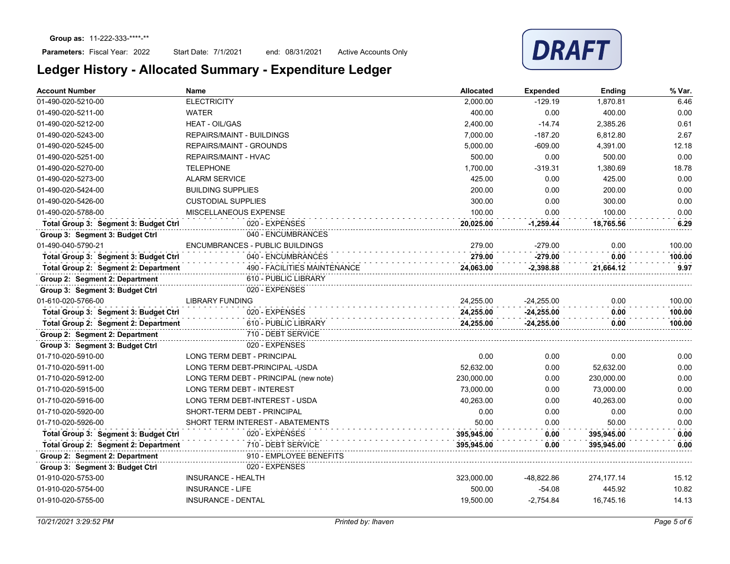**Group as:** 11-222-333-****-**

**Parameters:** Fiscal Year: 2022 Start Date: 7/1/2021 end: 08/31/2021 Active Accounts Only

DRAFT

# Ledger History - Allocated Summary - Expenditure Ledger

| Account Number | Name | Allocated | Expended | Ending | % Var. |
|---|---|---|---|---|---|
| 01-490-020-5210-00 | ELECTRICITY | 2,000.00 | -129.19 | 1,870.81 | 6.46 |
| 01-490-020-5211-00 | WATER | 400.00 | 0.00 | 400.00 | 0.00 |
| 01-490-020-5212-00 | HEAT - OIL/GAS | 2,400.00 | -14.74 | 2,385.26 | 0.61 |
| 01-490-020-5243-00 | REPAIRS/MAINT - BUILDINGS | 7,000.00 | -187.20 | 6,812.80 | 2.67 |
| 01-490-020-5245-00 | REPAIRS/MAINT - GROUNDS | 5,000.00 | -609.00 | 4,391.00 | 12.18 |
| 01-490-020-5251-00 | REPAIRS/MAINT - HVAC | 500.00 | 0.00 | 500.00 | 0.00 |
| 01-490-020-5270-00 | TELEPHONE | 1,700.00 | -319.31 | 1,380.69 | 18.78 |
| 01-490-020-5273-00 | ALARM SERVICE | 425.00 | 0.00 | 425.00 | 0.00 |
| 01-490-020-5424-00 | BUILDING SUPPLIES | 200.00 | 0.00 | 200.00 | 0.00 |
| 01-490-020-5426-00 | CUSTODIAL SUPPLIES | 300.00 | 0.00 | 300.00 | 0.00 |
| 01-490-020-5788-00 | MISCELLANEOUS EXPENSE | 100.00 | 0.00 | 100.00 | 0.00 |
| **Total Group 3: Segment 3: Budget Ctrl** | 020 - EXPENSES | **20,025.00** | **-1,259.44** | **18,765.56** | **6.29** |
| **Group 3: Segment 3: Budget Ctrl** | 040 - ENCUMBRANCES | | | | |
| 01-490-040-5790-21 | ENCUMBRANCES - PUBLIC BUILDINGS | 279.00 | -279.00 | 0.00 | 100.00 |
| **Total Group 3: Segment 3: Budget Ctrl** | 040 - ENCUMBRANCES | **279.00** | **-279.00** | **0.00** | **100.00** |
| **Total Group 2: Segment 2: Department** | 490 - FACILITIES MAINTENANCE | **24,063.00** | **-2,398.88** | **21,664.12** | **9.97** |
| **Group 2: Segment 2: Department** | 610 - PUBLIC LIBRARY | | | | |
| **Group 3: Segment 3: Budget Ctrl** | 020 - EXPENSES | | | | |
| 01-610-020-5766-00 | LIBRARY FUNDING | 24,255.00 | -24,255.00 | 0.00 | 100.00 |
| **Total Group 3: Segment 3: Budget Ctrl** | 020 - EXPENSES | **24,255.00** | **-24,255.00** | **0.00** | **100.00** |
| **Total Group 2: Segment 2: Department** | 610 - PUBLIC LIBRARY | **24,255.00** | **-24,255.00** | **0.00** | **100.00** |
| **Group 2: Segment 2: Department** | 710 - DEBT SERVICE | | | | |
| **Group 3: Segment 3: Budget Ctrl** | 020 - EXPENSES | | | | |
| 01-710-020-5910-00 | LONG TERM DEBT - PRINCIPAL | 0.00 | 0.00 | 0.00 | 0.00 |
| 01-710-020-5911-00 | LONG TERM DEBT-PRINCIPAL -USDA | 52,632.00 | 0.00 | 52,632.00 | 0.00 |
| 01-710-020-5912-00 | LONG TERM DEBT - PRINCIPAL (new note) | 230,000.00 | 0.00 | 230,000.00 | 0.00 |
| 01-710-020-5915-00 | LONG TERM DEBT - INTEREST | 73,000.00 | 0.00 | 73,000.00 | 0.00 |
| 01-710-020-5916-00 | LONG TERM DEBT-INTEREST - USDA | 40,263.00 | 0.00 | 40,263.00 | 0.00 |
| 01-710-020-5920-00 | SHORT-TERM DEBT - PRINCIPAL | 0.00 | 0.00 | 0.00 | 0.00 |
| 01-710-020-5926-00 | SHORT TERM INTEREST - ABATEMENTS | 50.00 | 0.00 | 50.00 | 0.00 |
| **Total Group 3: Segment 3: Budget Ctrl** | 020 - EXPENSES | **395,945.00** | **0.00** | **395,945.00** | **0.00** |
| **Total Group 2: Segment 2: Department** | 710 - DEBT SERVICE | **395,945.00** | **0.00** | **395,945.00** | **0.00** |
| **Group 2: Segment 2: Department** | 910 - EMPLOYEE BENEFITS | | | | |
| **Group 3: Segment 3: Budget Ctrl** | 020 - EXPENSES | | | | |
| 01-910-020-5753-00 | INSURANCE - HEALTH | 323,000.00 | -48,822.86 | 274,177.14 | 15.12 |
| 01-910-020-5754-00 | INSURANCE - LIFE | 500.00 | -54.08 | 445.92 | 10.82 |
| 01-910-020-5755-00 | INSURANCE - DENTAL | 19,500.00 | -2,754.84 | 16,745.16 | 14.13 |

*10/21/2021 3:29:52 PM* *Printed by: lhaven*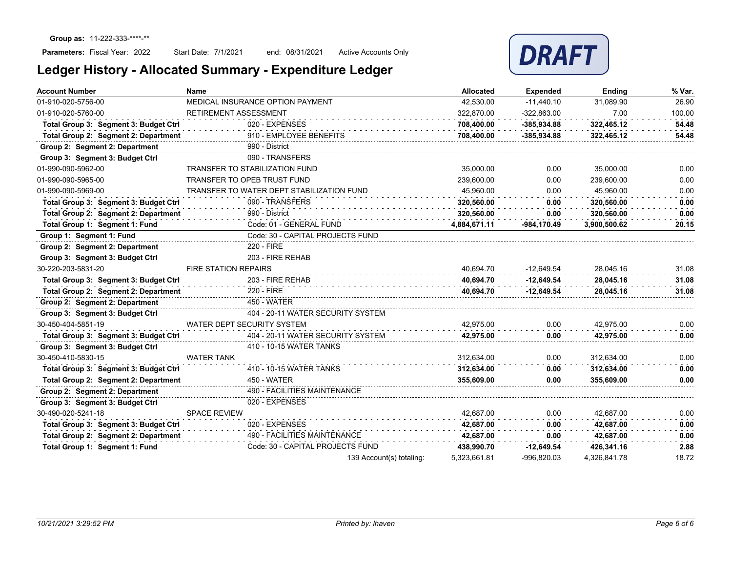**Group as:** 11-222-333-****-**

**Parameters:** Fiscal Year: 2022 Start Date: 7/1/2021 end: 08/31/2021 Active Accounts Only

DRAFT

# Ledger History - Allocated Summary - Expenditure Ledger

| Account Number | Name | Allocated | Expended | Ending | % Var. |
|---|---|---|---|---|---|
| 01-910-020-5756-00 | MEDICAL INSURANCE OPTION PAYMENT | 42,530.00 | -11,440.10 | 31,089.90 | 26.90 |
| 01-910-020-5760-00 | RETIREMENT ASSESSMENT | 322,870.00 | -322,863.00 | 7.00 | 100.00 |
| **Total Group 3: Segment 3: Budget Ctrl** | 020 - EXPENSES | **708,400.00** | **-385,934.88** | **322,465.12** | **54.48** |
| **Total Group 2: Segment 2: Department** | 910 - EMPLOYEE BENEFITS | **708,400.00** | **-385,934.88** | **322,465.12** | **54.48** |
| **Group 2: Segment 2: Department** | 990 - District | | | | |
| **Group 3: Segment 3: Budget Ctrl** | 090 - TRANSFERS | | | | |
| 01-990-090-5962-00 | TRANSFER TO STABILIZATION FUND | 35,000.00 | 0.00 | 35,000.00 | 0.00 |
| 01-990-090-5965-00 | TRANSFER TO OPEB TRUST FUND | 239,600.00 | 0.00 | 239,600.00 | 0.00 |
| 01-990-090-5969-00 | TRANSFER TO WATER DEPT STABILIZATION FUND | 45,960.00 | 0.00 | 45,960.00 | 0.00 |
| **Total Group 3: Segment 3: Budget Ctrl** | 090 - TRANSFERS | **320,560.00** | **0.00** | **320,560.00** | **0.00** |
| **Total Group 2: Segment 2: Department** | 990 - District | **320,560.00** | **0.00** | **320,560.00** | **0.00** |
| **Total Group 1: Segment 1: Fund** | Code: 01 - GENERAL FUND | **4,884,671.11** | **-984,170.49** | **3,900,500.62** | **20.15** |
| **Group 1: Segment 1: Fund** | Code: 30 - CAPITAL PROJECTS FUND | | | | |
| **Group 2: Segment 2: Department** | 220 - FIRE | | | | |
| **Group 3: Segment 3: Budget Ctrl** | 203 - FIRE REHAB | | | | |
| 30-220-203-5831-20 | FIRE STATION REPAIRS | 40,694.70 | -12,649.54 | 28,045.16 | 31.08 |
| **Total Group 3: Segment 3: Budget Ctrl** | 203 - FIRE REHAB | **40,694.70** | **-12,649.54** | **28,045.16** | **31.08** |
| **Total Group 2: Segment 2: Department** | 220 - FIRE | **40,694.70** | **-12,649.54** | **28,045.16** | **31.08** |
| **Group 2: Segment 2: Department** | 450 - WATER | | | | |
| **Group 3: Segment 3: Budget Ctrl** | 404 - 20-11 WATER SECURITY SYSTEM | | | | |
| 30-450-404-5851-19 | WATER DEPT SECURITY SYSTEM | 42,975.00 | 0.00 | 42,975.00 | 0.00 |
| **Total Group 3: Segment 3: Budget Ctrl** | 404 - 20-11 WATER SECURITY SYSTEM | **42,975.00** | **0.00** | **42,975.00** | **0.00** |
| **Group 3: Segment 3: Budget Ctrl** | 410 - 10-15 WATER TANKS | | | | |
| 30-450-410-5830-15 | WATER TANK | 312,634.00 | 0.00 | 312,634.00 | 0.00 |
| **Total Group 3: Segment 3: Budget Ctrl** | 410 - 10-15 WATER TANKS | **312,634.00** | **0.00** | **312,634.00** | **0.00** |
| **Total Group 2: Segment 2: Department** | 450 - WATER | **355,609.00** | **0.00** | **355,609.00** | **0.00** |
| **Group 2: Segment 2: Department** | 490 - FACILITIES MAINTENANCE | | | | |
| **Group 3: Segment 3: Budget Ctrl** | 020 - EXPENSES | | | | |
| 30-490-020-5241-18 | SPACE REVIEW | 42,687.00 | 0.00 | 42,687.00 | 0.00 |
| **Total Group 3: Segment 3: Budget Ctrl** | 020 - EXPENSES | **42,687.00** | **0.00** | **42,687.00** | **0.00** |
| **Total Group 2: Segment 2: Department** | 490 - FACILITIES MAINTENANCE | **42,687.00** | **0.00** | **42,687.00** | **0.00** |
| **Total Group 1: Segment 1: Fund** | Code: 30 - CAPITAL PROJECTS FUND | **438,990.70** | **-12,649.54** | **426,341.16** | **2.88** |
| | 139 Account(s) totaling: | 5,323,661.81 | -996,820.03 | 4,326,841.78 | 18.72 |

*10/21/2021 3:29:52 PM* *Printed by: lhaven*